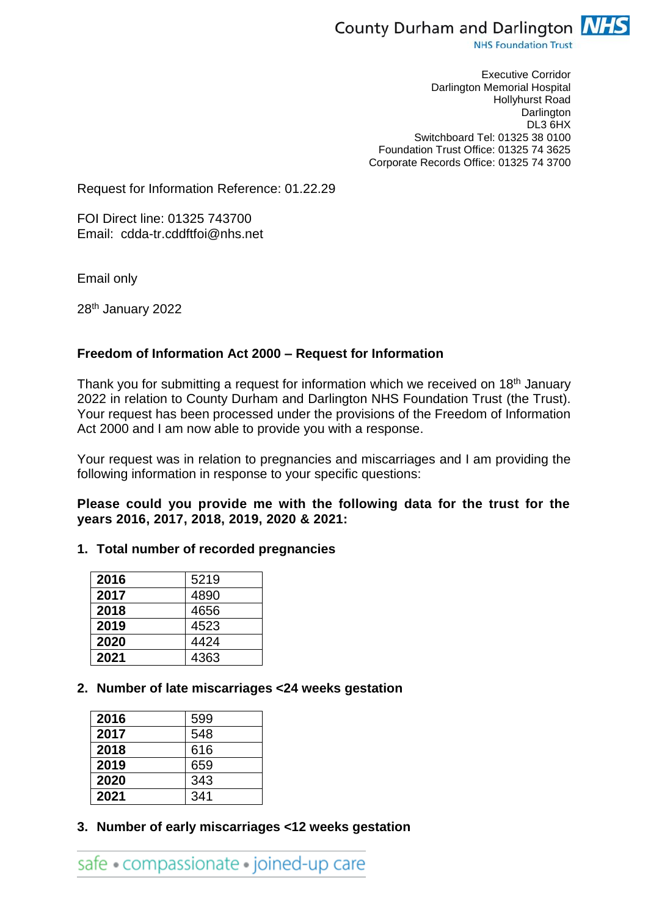County Durham and Darlington NHS Foundation Trust

Executive Corridor
Darlington Memorial Hospital
Hollyhurst Road
Darlington
DL3 6HX
Switchboard Tel: 01325 38 0100
Foundation Trust Office: 01325 74 3625
Corporate Records Office: 01325 74 3700

Request for Information Reference: 01.22.29

FOI Direct line: 01325 743700
Email: cdda-tr.cddftfoi@nhs.net

Email only

28th January 2022

**Freedom of Information Act 2000 – Request for Information**

Thank you for submitting a request for information which we received on 18th January 2022 in relation to County Durham and Darlington NHS Foundation Trust (the Trust). Your request has been processed under the provisions of the Freedom of Information Act 2000 and I am now able to provide you with a response.

Your request was in relation to pregnancies and miscarriages and I am providing the following information in response to your specific questions:

**Please could you provide me with the following data for the trust for the years 2016, 2017, 2018, 2019, 2020 & 2021:**

1. **Total number of recorded pregnancies**

| Year | Number |
|---|---|
| **2016** | 5219 |
| **2017** | 4890 |
| **2018** | 4656 |
| **2019** | 4523 |
| **2020** | 4424 |
| **2021** | 4363 |

2. **Number of late miscarriages <24 weeks gestation**

| Year | Number |
|---|---|
| **2016** | 599 |
| **2017** | 548 |
| **2018** | 616 |
| **2019** | 659 |
| **2020** | 343 |
| **2021** | 341 |

3. **Number of early miscarriages <12 weeks gestation**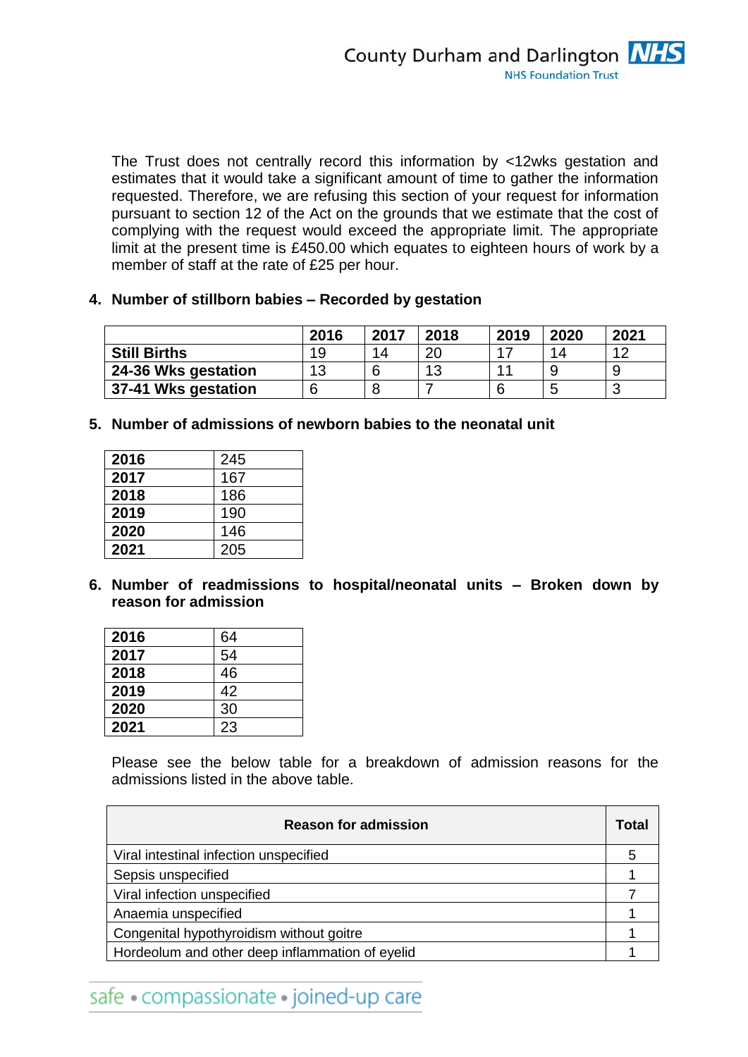The Trust does not centrally record this information by <12wks gestation and estimates that it would take a significant amount of time to gather the information requested. Therefore, we are refusing this section of your request for information pursuant to section 12 of the Act on the grounds that we estimate that the cost of complying with the request would exceed the appropriate limit. The appropriate limit at the present time is £450.00 which equates to eighteen hours of work by a member of staff at the rate of £25 per hour.

**4. Number of stillborn babies – Recorded by gestation**

| | 2016 | 2017 | 2018 | 2019 | 2020 | 2021 |
|---|---|---|---|---|---|---|
| **Still Births** | 19 | 14 | 20 | 17 | 14 | 12 |
| **24-36 Wks gestation** | 13 | 6 | 13 | 11 | 9 | 9 |
| **37-41 Wks gestation** | 6 | 8 | 7 | 6 | 5 | 3 |

**5. Number of admissions of newborn babies to the neonatal unit**

| | |
|---|---|
| **2016** | 245 |
| **2017** | 167 |
| **2018** | 186 |
| **2019** | 190 |
| **2020** | 146 |
| **2021** | 205 |

**6. Number of readmissions to hospital/neonatal units – Broken down by reason for admission**

| | |
|---|---|
| **2016** | 64 |
| **2017** | 54 |
| **2018** | 46 |
| **2019** | 42 |
| **2020** | 30 |
| **2021** | 23 |

Please see the below table for a breakdown of admission reasons for the admissions listed in the above table.

| Reason for admission | Total |
|---|---|
| Viral intestinal infection unspecified | 5 |
| Sepsis unspecified | 1 |
| Viral infection unspecified | 7 |
| Anaemia unspecified | 1 |
| Congenital hypothyroidism without goitre | 1 |
| Hordeolum and other deep inflammation of eyelid | 1 |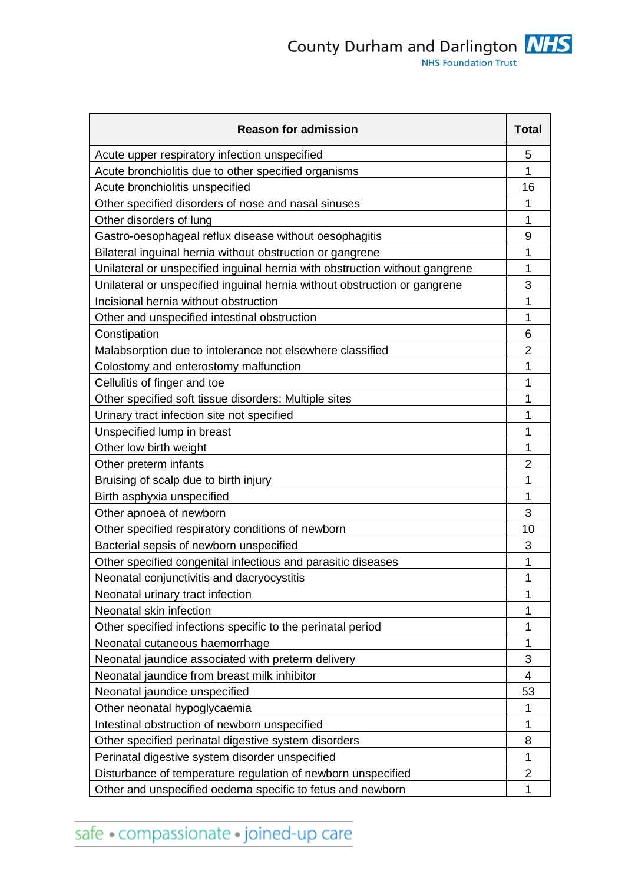| Reason for admission | Total |
|---|---|
| Acute upper respiratory infection unspecified | 5 |
| Acute bronchiolitis due to other specified organisms | 1 |
| Acute bronchiolitis unspecified | 16 |
| Other specified disorders of nose and nasal sinuses | 1 |
| Other disorders of lung | 1 |
| Gastro-oesophageal reflux disease without oesophagitis | 9 |
| Bilateral inguinal hernia without obstruction or gangrene | 1 |
| Unilateral or unspecified inguinal hernia with obstruction without gangrene | 1 |
| Unilateral or unspecified inguinal hernia without obstruction or gangrene | 3 |
| Incisional hernia without obstruction | 1 |
| Other and unspecified intestinal obstruction | 1 |
| Constipation | 6 |
| Malabsorption due to intolerance not elsewhere classified | 2 |
| Colostomy and enterostomy malfunction | 1 |
| Cellulitis of finger and toe | 1 |
| Other specified soft tissue disorders: Multiple sites | 1 |
| Urinary tract infection site not specified | 1 |
| Unspecified lump in breast | 1 |
| Other low birth weight | 1 |
| Other preterm infants | 2 |
| Bruising of scalp due to birth injury | 1 |
| Birth asphyxia unspecified | 1 |
| Other apnoea of newborn | 3 |
| Other specified respiratory conditions of newborn | 10 |
| Bacterial sepsis of newborn unspecified | 3 |
| Other specified congenital infectious and parasitic diseases | 1 |
| Neonatal conjunctivitis and dacryocystitis | 1 |
| Neonatal urinary tract infection | 1 |
| Neonatal skin infection | 1 |
| Other specified infections specific to the perinatal period | 1 |
| Neonatal cutaneous haemorrhage | 1 |
| Neonatal jaundice associated with preterm delivery | 3 |
| Neonatal jaundice from breast milk inhibitor | 4 |
| Neonatal jaundice unspecified | 53 |
| Other neonatal hypoglycaemia | 1 |
| Intestinal obstruction of newborn unspecified | 1 |
| Other specified perinatal digestive system disorders | 8 |
| Perinatal digestive system disorder unspecified | 1 |
| Disturbance of temperature regulation of newborn unspecified | 2 |
| Other and unspecified oedema specific to fetus and newborn | 1 |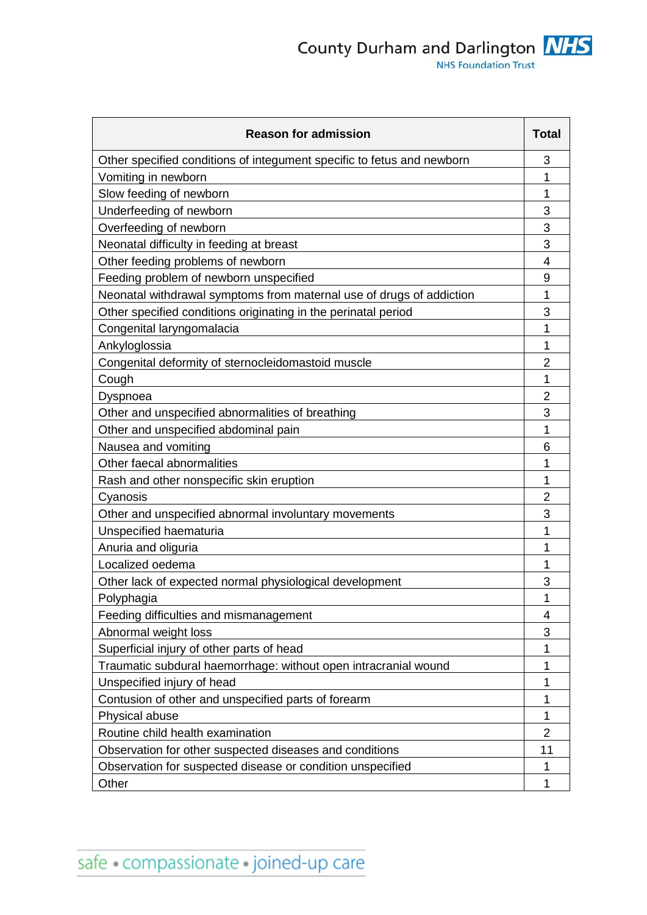| Reason for admission | Total |
|---|---|
| Other specified conditions of integument specific to fetus and newborn | 3 |
| Vomiting in newborn | 1 |
| Slow feeding of newborn | 1 |
| Underfeeding of newborn | 3 |
| Overfeeding of newborn | 3 |
| Neonatal difficulty in feeding at breast | 3 |
| Other feeding problems of newborn | 4 |
| Feeding problem of newborn unspecified | 9 |
| Neonatal withdrawal symptoms from maternal use of drugs of addiction | 1 |
| Other specified conditions originating in the perinatal period | 3 |
| Congenital laryngomalacia | 1 |
| Ankyloglossia | 1 |
| Congenital deformity of sternocleidomastoid muscle | 2 |
| Cough | 1 |
| Dyspnoea | 2 |
| Other and unspecified abnormalities of breathing | 3 |
| Other and unspecified abdominal pain | 1 |
| Nausea and vomiting | 6 |
| Other faecal abnormalities | 1 |
| Rash and other nonspecific skin eruption | 1 |
| Cyanosis | 2 |
| Other and unspecified abnormal involuntary movements | 3 |
| Unspecified haematuria | 1 |
| Anuria and oliguria | 1 |
| Localized oedema | 1 |
| Other lack of expected normal physiological development | 3 |
| Polyphagia | 1 |
| Feeding difficulties and mismanagement | 4 |
| Abnormal weight loss | 3 |
| Superficial injury of other parts of head | 1 |
| Traumatic subdural haemorrhage: without open intracranial wound | 1 |
| Unspecified injury of head | 1 |
| Contusion of other and unspecified parts of forearm | 1 |
| Physical abuse | 1 |
| Routine child health examination | 2 |
| Observation for other suspected diseases and conditions | 11 |
| Observation for suspected disease or condition unspecified | 1 |
| Other | 1 |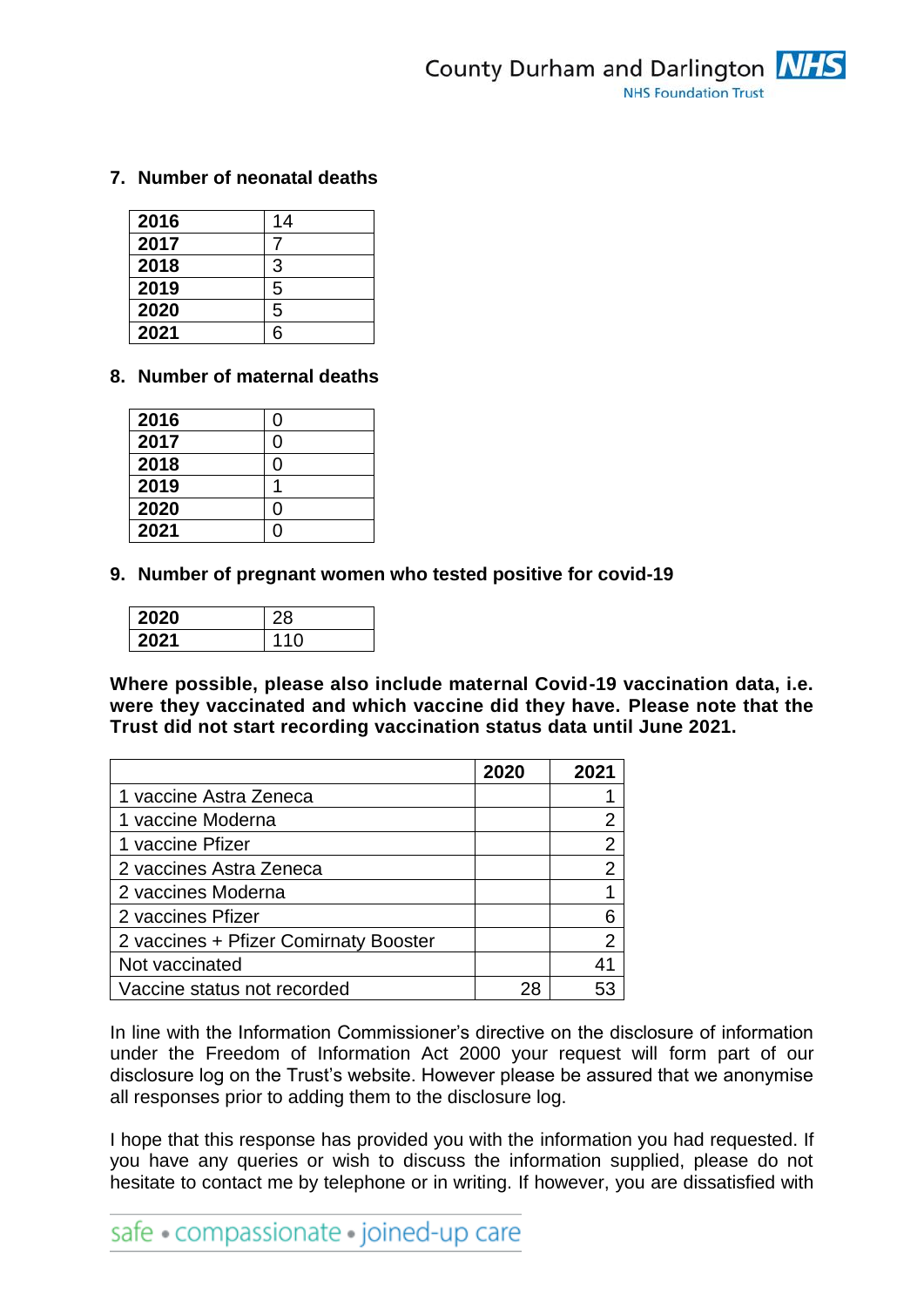7. **Number of neonatal deaths**

| | |
|---|---|
| **2016** | 14 |
| **2017** | 7 |
| **2018** | 3 |
| **2019** | 5 |
| **2020** | 5 |
| **2021** | 6 |

8. **Number of maternal deaths**

| | |
|---|---|
| **2016** | 0 |
| **2017** | 0 |
| **2018** | 0 |
| **2019** | 1 |
| **2020** | 0 |
| **2021** | 0 |

9. **Number of pregnant women who tested positive for covid-19**

| | |
|---|---|
| **2020** | 28 |
| **2021** | 110 |

**Where possible, please also include maternal Covid-19 vaccination data, i.e. were they vaccinated and which vaccine did they have. Please note that the Trust did not start recording vaccination status data until June 2021.**

| | **2020** | **2021** |
|---|---|---|
| 1 vaccine Astra Zeneca | | 1 |
| 1 vaccine Moderna | | 2 |
| 1 vaccine Pfizer | | 2 |
| 2 vaccines Astra Zeneca | | 2 |
| 2 vaccines Moderna | | 1 |
| 2 vaccines Pfizer | | 6 |
| 2 vaccines + Pfizer Comirnaty Booster | | 2 |
| Not vaccinated | | 41 |
| Vaccine status not recorded | 28 | 53 |

In line with the Information Commissioner's directive on the disclosure of information under the Freedom of Information Act 2000 your request will form part of our disclosure log on the Trust's website. However please be assured that we anonymise all responses prior to adding them to the disclosure log.

I hope that this response has provided you with the information you had requested. If you have any queries or wish to discuss the information supplied, please do not hesitate to contact me by telephone or in writing. If however, you are dissatisfied with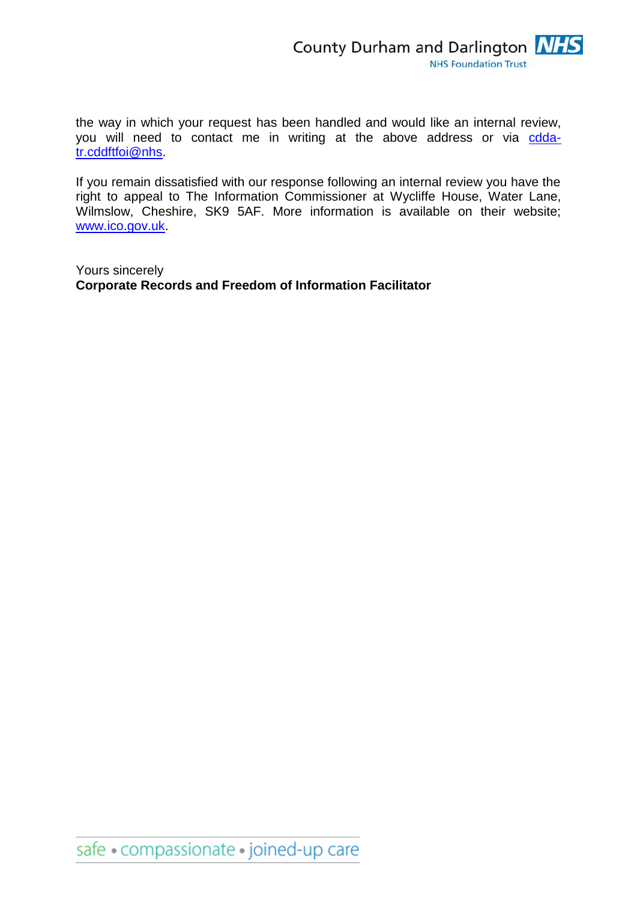the way in which your request has been handled and would like an internal review, you will need to contact me in writing at the above address or via cdda-tr.cddftfoi@nhs.

If you remain dissatisfied with our response following an internal review you have the right to appeal to The Information Commissioner at Wycliffe House, Water Lane, Wilmslow, Cheshire, SK9 5AF. More information is available on their website; www.ico.gov.uk.

Yours sincerely
**Corporate Records and Freedom of Information Facilitator**